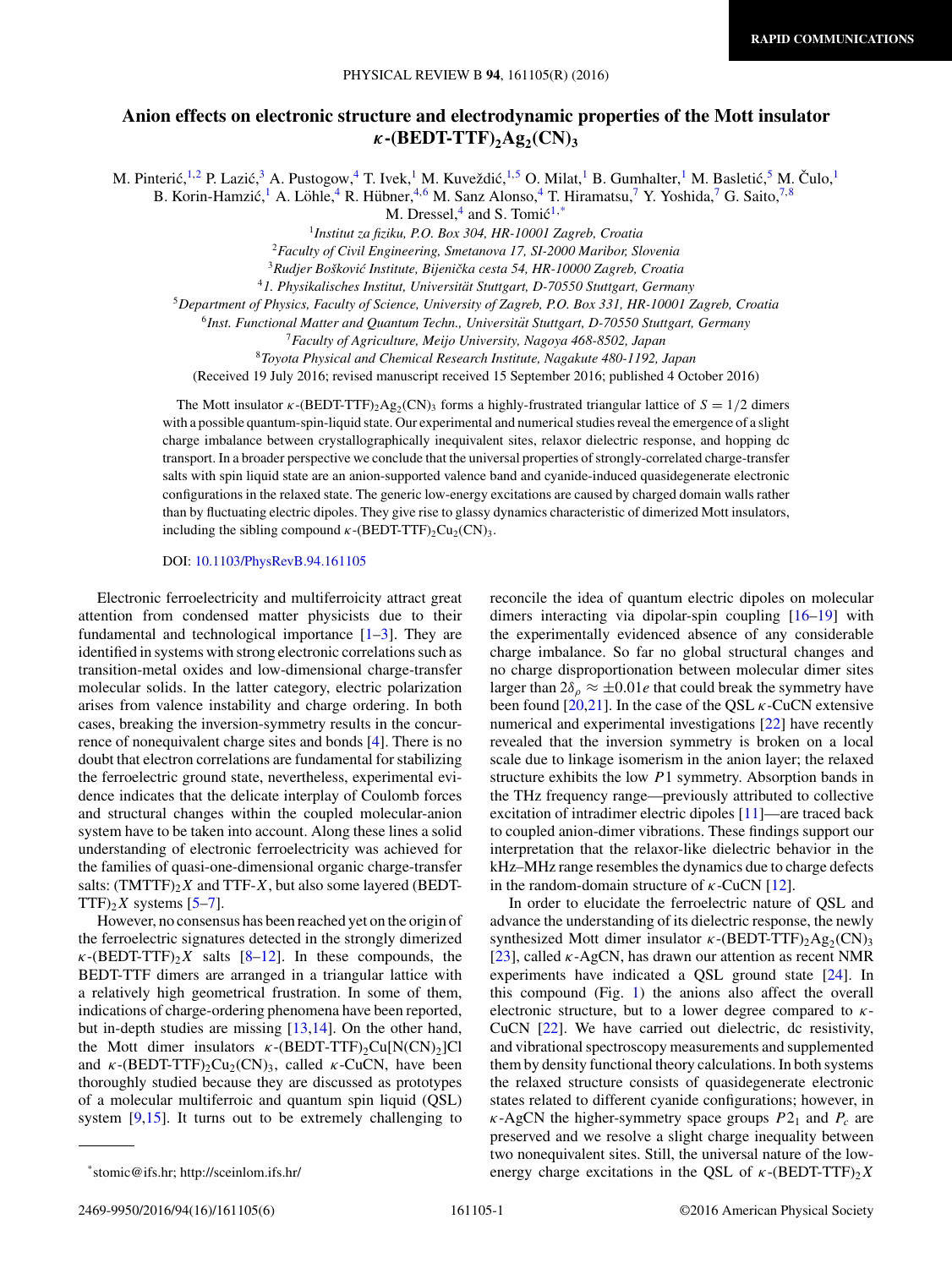# Anion effects on electronic structure and electrodynamic properties of the Mott insulator $\kappa$-(BEDT-TTF)$_2$Ag$_2$(CN)$_3$

M. Pinterić,[1,2] P. Lazić,[3] A. Pustogow,[4] T. Ivek,[1] M. Kuveždić,[1,5] O. Milat,[1] B. Gumhalter,[1] M. Basletić,[5] M. Čulo,[1] B. Korin-Hamzić,[1] A. Löhle,[4] R. Hübner,[4,6] M. Sanz Alonso,[4] T. Hiramatsu,[7] Y. Yoshida,[7] G. Saito,[7,8] M. Dressel,[4] and S. Tomić[1,*]

[1]Institut za fiziku, P.O. Box 304, HR-10001 Zagreb, Croatia
[2]Faculty of Civil Engineering, Smetanova 17, SI-2000 Maribor, Slovenia
[3]Rudjer Bošković Institute, Bijenička cesta 54, HR-10000 Zagreb, Croatia
[4]1. Physikalisches Institut, Universität Stuttgart, D-70550 Stuttgart, Germany
[5]Department of Physics, Faculty of Science, University of Zagreb, P.O. Box 331, HR-10001 Zagreb, Croatia
[6]Inst. Functional Matter and Quantum Techn., Universität Stuttgart, D-70550 Stuttgart, Germany
[7]Faculty of Agriculture, Meijo University, Nagoya 468-8502, Japan
[8]Toyota Physical and Chemical Research Institute, Nagakute 480-1192, Japan

(Received 19 July 2016; revised manuscript received 15 September 2016; published 4 October 2016)

The Mott insulator $\kappa$-(BEDT-TTF)$_2$Ag$_2$(CN)$_3$ forms a highly-frustrated triangular lattice of $S = 1/2$ dimers with a possible quantum-spin-liquid state. Our experimental and numerical studies reveal the emergence of a slight charge imbalance between crystallographically inequivalent sites, relaxor dielectric response, and hopping dc transport. In a broader perspective we conclude that the universal properties of strongly-correlated charge-transfer salts with spin liquid state are an anion-supported valence band and cyanide-induced quasidegenerate electronic configurations in the relaxed state. The generic low-energy excitations are caused by charged domain walls rather than by fluctuating electric dipoles. They give rise to glassy dynamics characteristic of dimerized Mott insulators, including the sibling compound $\kappa$-(BEDT-TTF)$_2$Cu$_2$(CN)$_3$.

DOI: 10.1103/PhysRevB.94.161105

Electronic ferroelectricity and multiferroicity attract great attention from condensed matter physicists due to their fundamental and technological importance [1–3]. They are identified in systems with strong electronic correlations such as transition-metal oxides and low-dimensional charge-transfer molecular solids. In the latter category, electric polarization arises from valence instability and charge ordering. In both cases, breaking the inversion-symmetry results in the concurrence of nonequivalent charge sites and bonds [4]. There is no doubt that electron correlations are fundamental for stabilizing the ferroelectric ground state, nevertheless, experimental evidence indicates that the delicate interplay of Coulomb forces and structural changes within the coupled molecular-anion system have to be taken into account. Along these lines a solid understanding of electronic ferroelectricity was achieved for the families of quasi-one-dimensional organic charge-transfer salts: (TMTTF)$_2X$ and TTF-$X$, but also some layered (BEDT-TTF)$_2X$ systems [5–7].

However, no consensus has been reached yet on the origin of the ferroelectric signatures detected in the strongly dimerized $\kappa$-(BEDT-TTF)$_2X$ salts [8–12]. In these compounds, the BEDT-TTF dimers are arranged in a triangular lattice with a relatively high geometrical frustration. In some of them, indications of charge-ordering phenomena have been reported, but in-depth studies are missing [13,14]. On the other hand, the Mott dimer insulators $\kappa$-(BEDT-TTF)$_2$Cu[N(CN)$_2$]Cl and $\kappa$-(BEDT-TTF)$_2$Cu$_2$(CN)$_3$, called $\kappa$-CuCN, have been thoroughly studied because they are discussed as prototypes of a molecular multiferroic and quantum spin liquid (QSL) system [9,15]. It turns out to be extremely challenging to reconcile the idea of quantum electric dipoles on molecular dimers interacting via dipolar-spin coupling [16–19] with the experimentally evidenced absence of any considerable charge imbalance. So far no global structural changes and no charge disproportionation between molecular dimer sites larger than $2\delta_\rho \approx \pm 0.01e$ that could break the symmetry have been found [20,21]. In the case of the QSL $\kappa$-CuCN extensive numerical and experimental investigations [22] have recently revealed that the inversion symmetry is broken on a local scale due to linkage isomerism in the anion layer; the relaxed structure exhibits the low $P1$ symmetry. Absorption bands in the THz frequency range—previously attributed to collective excitation of intradimer electric dipoles [11]—are traced back to coupled anion-dimer vibrations. These findings support our interpretation that the relaxor-like dielectric behavior in the kHz–MHz range resembles the dynamics due to charge defects in the random-domain structure of $\kappa$-CuCN [12].

In order to elucidate the ferroelectric nature of QSL and advance the understanding of its dielectric response, the newly synthesized Mott dimer insulator $\kappa$-(BEDT-TTF)$_2$Ag$_2$(CN)$_3$ [23], called $\kappa$-AgCN, has drawn our attention as recent NMR experiments have indicated a QSL ground state [24]. In this compound (Fig. 1) the anions also affect the overall electronic structure, but to a lower degree compared to $\kappa$-CuCN [22]. We have carried out dielectric, dc resistivity, and vibrational spectroscopy measurements and supplemented them by density functional theory calculations. In both systems the relaxed structure consists of quasidegenerate electronic states related to different cyanide configurations; however, in $\kappa$-AgCN the higher-symmetry space groups $P2_1$ and $P_c$ are preserved and we resolve a slight charge inequality between two nonequivalent sites. Still, the universal nature of the low-energy charge excitations in the QSL of $\kappa$-(BEDT-TTF)$_2X$

*stomic@ifs.hr; http://sceinlom.ifs.hr/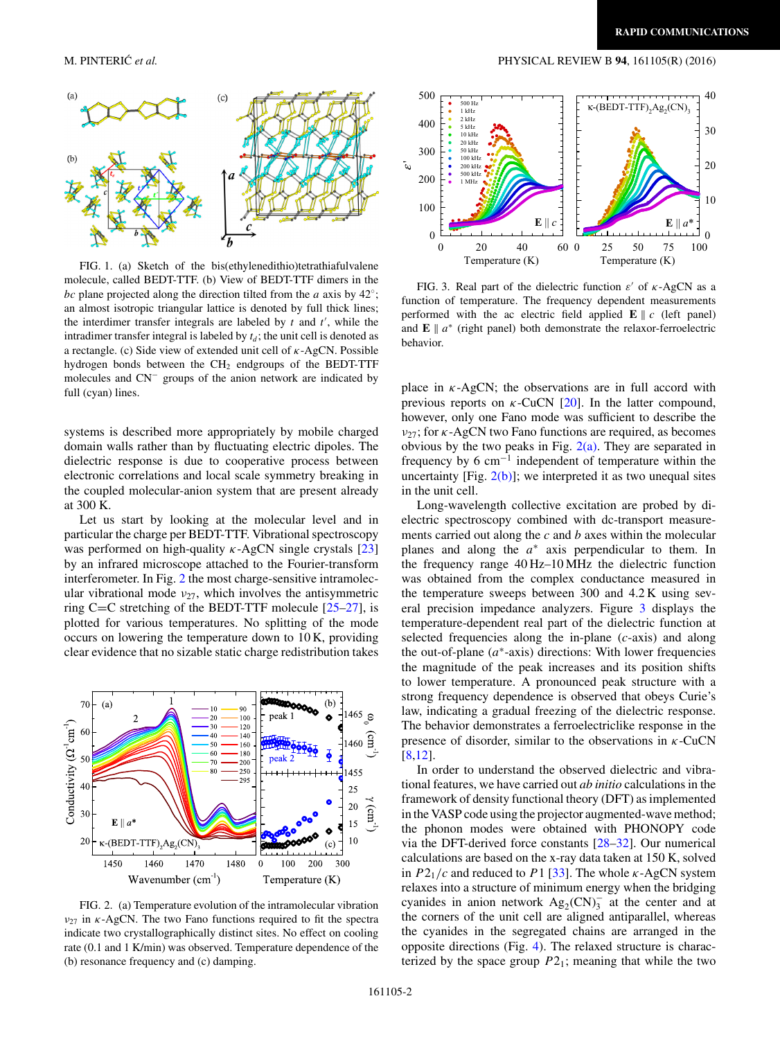FIG. 1. (a) Sketch of the bis(ethylenedithio)tetrathiafulvalene molecule, called BEDT-TTF. (b) View of BEDT-TTF dimers in the $bc$ plane projected along the direction tilted from the $a$ axis by 42°; an almost isotropic triangular lattice is denoted by full thick lines; the interdimer transfer integrals are labeled by $t$ and $t'$, while the intradimer transfer integral is labeled by $t_d$; the unit cell is denoted as a rectangle. (c) Side view of extended unit cell of κ-AgCN. Possible hydrogen bonds between the $CH_2$ endgroups of the BEDT-TTF molecules and $CN^-$ groups of the anion network are indicated by full (cyan) lines.

systems is described more appropriately by mobile charged domain walls rather than by fluctuating electric dipoles. The dielectric response is due to cooperative process between electronic correlations and local scale symmetry breaking in the coupled molecular-anion system that are present already at 300 K.

Let us start by looking at the molecular level and in particular the charge per BEDT-TTF. Vibrational spectroscopy was performed on high-quality κ-AgCN single crystals [23] by an infrared microscope attached to the Fourier-transform interferometer. In Fig. 2 the most charge-sensitive intramolecular vibrational mode $\nu_{27}$, which involves the antisymmetric ring C=C stretching of the BEDT-TTF molecule [25–27], is plotted for various temperatures. No splitting of the mode occurs on lowering the temperature down to 10 K, providing clear evidence that no sizable static charge redistribution takes place in κ-AgCN; the observations are in full accord with previous reports on κ-CuCN [20]. In the latter compound, however, only one Fano mode was sufficient to describe the $\nu_{27}$; for κ-AgCN two Fano functions are required, as becomes obvious by the two peaks in Fig. 2(a). They are separated in frequency by 6 $cm^{-1}$ independent of temperature within the uncertainty [Fig. 2(b)]; we interpreted it as two unequal sites in the unit cell.

FIG. 2. (a) Temperature evolution of the intramolecular vibration $\nu_{27}$ in κ-AgCN. The two Fano functions required to fit the spectra indicate two crystallographically distinct sites. No effect on cooling rate (0.1 and 1 K/min) was observed. Temperature dependence of the (b) resonance frequency and (c) damping.

FIG. 3. Real part of the dielectric function $\varepsilon'$ of κ-AgCN as a function of temperature. The frequency dependent measurements performed with the ac electric field applied $\mathbf{E} \parallel c$ (left panel) and $\mathbf{E} \parallel a^*$ (right panel) both demonstrate the relaxor-ferroelectric behavior.

Long-wavelength collective excitation are probed by dielectric spectroscopy combined with dc-transport measurements carried out along the $c$ and $b$ axes within the molecular planes and along the $a^*$ axis perpendicular to them. In the frequency range 40 Hz–10 MHz the dielectric function was obtained from the complex conductance measured in the temperature sweeps between 300 and 4.2 K using several precision impedance analyzers. Figure 3 displays the temperature-dependent real part of the dielectric function at selected frequencies along the in-plane ($c$-axis) and along the out-of-plane ($a^*$-axis) directions: With lower frequencies the magnitude of the peak increases and its position shifts to lower temperature. A pronounced peak structure with a strong frequency dependence is observed that obeys Curie's law, indicating a gradual freezing of the dielectric response. The behavior demonstrates a ferroelectriclike response in the presence of disorder, similar to the observations in κ-CuCN [8,12].

In order to understand the observed dielectric and vibrational features, we have carried out *ab initio* calculations in the framework of density functional theory (DFT) as implemented in the VASP code using the projector augmented-wave method; the phonon modes were obtained with PHONOPY code via the DFT-derived force constants [28–32]. Our numerical calculations are based on the x-ray data taken at 150 K, solved in $P2_1/c$ and reduced to $P1$ [33]. The whole κ-AgCN system relaxes into a structure of minimum energy when the bridging cyanides in anion network $Ag_2(CN)_3^-$ at the center and at the corners of the unit cell are aligned antiparallel, whereas the cyanides in the segregated chains are arranged in the opposite directions (Fig. 4). The relaxed structure is characterized by the space group $P2_1$; meaning that while the two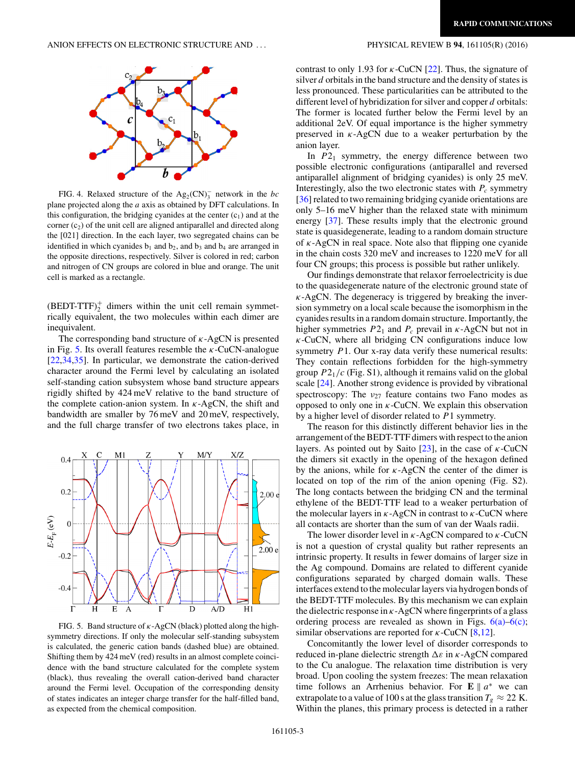FIG. 4. Relaxed structure of the $Ag_2(CN)_3^-$ network in the *bc* plane projected along the *a* axis as obtained by DFT calculations. In this configuration, the bridging cyanides at the center ($c_1$) and at the corner ($c_2$) of the unit cell are aligned antiparallel and directed along the [021] direction. In the each layer, two segregated chains can be identified in which cyanides $b_1$ and $b_2$, and $b_3$ and $b_4$ are arranged in the opposite directions, respectively. Silver is colored in red; carbon and nitrogen of CN groups are colored in blue and orange. The unit cell is marked as a rectangle.

$(BEDT\text{-}TTF)_2^+$ dimers within the unit cell remain symmetrically equivalent, the two molecules within each dimer are inequivalent.

The corresponding band structure of $\kappa$-AgCN is presented in Fig. 5. Its overall features resemble the $\kappa$-CuCN-analogue [22,34,35]. In particular, we demonstrate the cation-derived character around the Fermi level by calculating an isolated self-standing cation subsystem whose band structure appears rigidly shifted by 424 meV relative to the band structure of the complete cation-anion system. In $\kappa$-AgCN, the shift and bandwidth are smaller by 76 meV and 20 meV, respectively, and the full charge transfer of two electrons takes place, in contrast to only 1.93 for $\kappa$-CuCN [22]. Thus, the signature of silver *d* orbitals in the band structure and the density of states is less pronounced. These particularities can be attributed to the different level of hybridization for silver and copper *d* orbitals: The former is located further below the Fermi level by an additional 2eV. Of equal importance is the higher symmetry preserved in $\kappa$-AgCN due to a weaker perturbation by the anion layer.

FIG. 5. Band structure of $\kappa$-AgCN (black) plotted along the high-symmetry directions. If only the molecular self-standing subsystem is calculated, the generic cation bands (dashed blue) are obtained. Shifting them by 424 meV (red) results in an almost complete coincidence with the band structure calculated for the complete system (black), thus revealing the overall cation-derived band character around the Fermi level. Occupation of the corresponding density of states indicates an integer charge transfer for the half-filled band, as expected from the chemical composition.

In $P2_1$ symmetry, the energy difference between two possible electronic configurations (antiparallel and reversed antiparallel alignment of bridging cyanides) is only 25 meV. Interestingly, also the two electronic states with $P_c$ symmetry [36] related to two remaining bridging cyanide orientations are only 5–16 meV higher than the relaxed state with minimum energy [37]. These results imply that the electronic ground state is quasidegenerate, leading to a random domain structure of $\kappa$-AgCN in real space. Note also that flipping one cyanide in the chain costs 320 meV and increases to 1220 meV for all four CN groups; this process is possible but rather unlikely.

Our findings demonstrate that relaxor ferroelectricity is due to the quasidegenerate nature of the electronic ground state of $\kappa$-AgCN. The degeneracy is triggered by breaking the inversion symmetry on a local scale because the isomorphism in the cyanides results in a random domain structure. Importantly, the higher symmetries $P2_1$ and $P_c$ prevail in $\kappa$-AgCN but not in $\kappa$-CuCN, where all bridging CN configurations induce low symmetry $P1$. Our x-ray data verify these numerical results: They contain reflections forbidden for the high-symmetry group $P2_1/c$ (Fig. S1), although it remains valid on the global scale [24]. Another strong evidence is provided by vibrational spectroscopy: The $\nu_{27}$ feature contains two Fano modes as opposed to only one in $\kappa$-CuCN. We explain this observation by a higher level of disorder related to $P1$ symmetry.

The reason for this distinctly different behavior lies in the arrangement of the BEDT-TTF dimers with respect to the anion layers. As pointed out by Saito [23], in the case of $\kappa$-CuCN the dimers sit exactly in the opening of the hexagon defined by the anions, while for $\kappa$-AgCN the center of the dimer is located on top of the rim of the anion opening (Fig. S2). The long contacts between the bridging CN and the terminal ethylene of the BEDT-TTF lead to a weaker perturbation of the molecular layers in $\kappa$-AgCN in contrast to $\kappa$-CuCN where all contacts are shorter than the sum of van der Waals radii.

The lower disorder level in $\kappa$-AgCN compared to $\kappa$-CuCN is not a question of crystal quality but rather represents an intrinsic property. It results in fewer domains of larger size in the Ag compound. Domains are related to different cyanide configurations separated by charged domain walls. These interfaces extend to the molecular layers via hydrogen bonds of the BEDT-TTF molecules. By this mechanism we can explain the dielectric response in $\kappa$-AgCN where fingerprints of a glass ordering process are revealed as shown in Figs. 6(a)–6(c); similar observations are reported for $\kappa$-CuCN [8,12].

Concomitantly the lower level of disorder corresponds to reduced in-plane dielectric strength $\Delta\varepsilon$ in $\kappa$-AgCN compared to the Cu analogue. The relaxation time distribution is very broad. Upon cooling the system freezes: The mean relaxation time follows an Arrhenius behavior. For $\mathbf{E} \parallel a^*$ we can extrapolate to a value of 100 s at the glass transition $T_g \approx 22$ K. Within the planes, this primary process is detected in a rather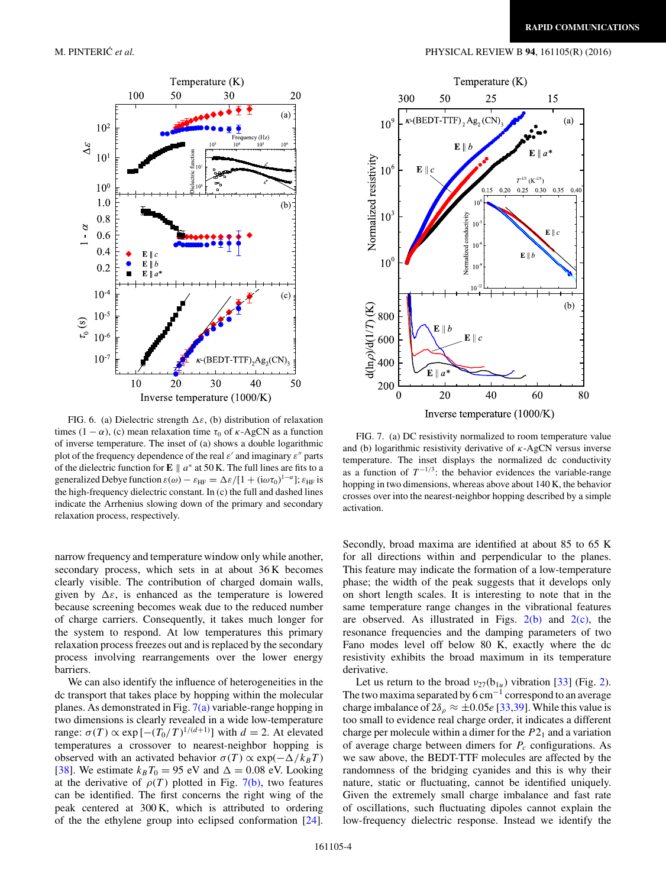FIG. 6. (a) Dielectric strength $\Delta\varepsilon$, (b) distribution of relaxation times $(1-\alpha)$, (c) mean relaxation time $\tau_0$ of $\kappa$-AgCN as a function of inverse temperature. The inset of (a) shows a double logarithmic plot of the frequency dependence of the real $\varepsilon'$ and imaginary $\varepsilon''$ parts of the dielectric function for $\mathbf{E} \parallel a^*$ at 50 K. The full lines are fits to a generalized Debye function $\varepsilon(\omega) - \varepsilon_{\rm HF} = \Delta\varepsilon/[1+(i\omega\tau_0)^{1-\alpha}]$; $\varepsilon_{\rm HF}$ is the high-frequency dielectric constant. In (c) the full and dashed lines indicate the Arrhenius slowing down of the primary and secondary relaxation process, respectively.

FIG. 7. (a) DC resistivity normalized to room temperature value and (b) logarithmic resistivity derivative of $\kappa$-AgCN versus inverse temperature. The inset displays the normalized dc conductivity as a function of $T^{-1/3}$: the behavior evidences the variable-range hopping in two dimensions, whereas above about 140 K, the behavior crosses over into the nearest-neighbor hopping described by a simple activation.

narrow frequency and temperature window only while another, secondary process, which sets in at about 36 K becomes clearly visible. The contribution of charged domain walls, given by $\Delta\varepsilon$, is enhanced as the temperature is lowered because screening becomes weak due to the reduced number of charge carriers. Consequently, it takes much longer for the system to respond. At low temperatures this primary relaxation process freezes out and is replaced by the secondary process involving rearrangements over the lower energy barriers.

We can also identify the influence of heterogeneities in the dc transport that takes place by hopping within the molecular planes. As demonstrated in Fig. 7(a) variable-range hopping in two dimensions is clearly revealed in a wide low-temperature range: $\sigma(T) \propto \exp[-(T_0/T)^{1/(d+1)}]$ with $d = 2$. At elevated temperatures a crossover to nearest-neighbor hopping is observed with an activated behavior $\sigma(T) \propto \exp(-\Delta/k_BT)$ [38]. We estimate $k_BT_0 = 95$ eV and $\Delta = 0.08$ eV. Looking at the derivative of $\rho(T)$ plotted in Fig. 7(b), two features can be identified. The first concerns the right wing of the peak centered at 300 K, which is attributed to ordering of the the ethylene group into eclipsed conformation [24]. Secondly, broad maxima are identified at about 85 to 65 K for all directions within and perpendicular to the planes. This feature may indicate the formation of a low-temperature phase; the width of the peak suggests that it develops only on short length scales. It is interesting to note that in the same temperature range changes in the vibrational features are observed. As illustrated in Figs. 2(b) and 2(c), the resonance frequencies and the damping parameters of two Fano modes level off below 80 K, exactly where the dc resistivity exhibits the broad maximum in its temperature derivative.

Let us return to the broad $\nu_{27}(b_{1u})$ vibration [33] (Fig. 2). The two maxima separated by 6 cm$^{-1}$ correspond to an average charge imbalance of $2\delta_\rho \approx \pm 0.05e$ [33,39]. While this value is too small to evidence real charge order, it indicates a different charge per molecule within a dimer for the $P2_1$ and a variation of average charge between dimers for $P_c$ configurations. As we saw above, the BEDT-TTF molecules are affected by the randomness of the bridging cyanides and this is why their nature, static or fluctuating, cannot be identified uniquely. Given the extremely small charge imbalance and fast rate of oscillations, such fluctuating dipoles cannot explain the low-frequency dielectric response. Instead we identify the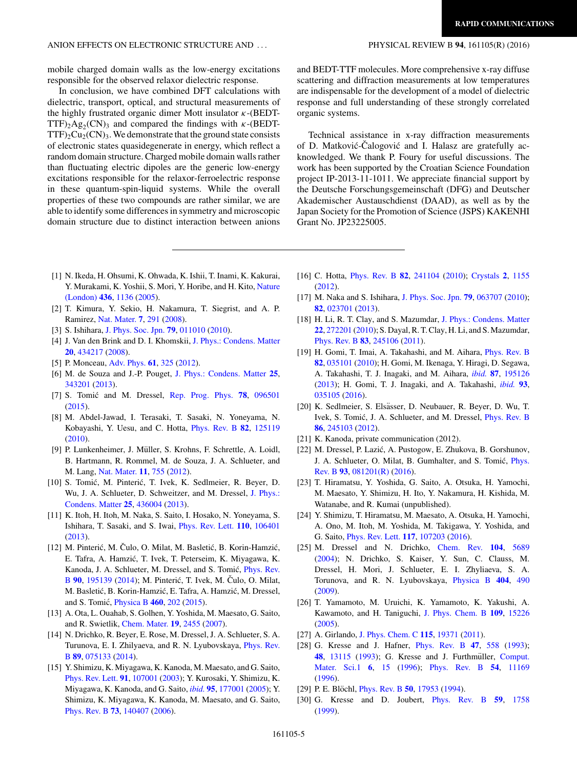mobile charged domain walls as the low-energy excitations responsible for the observed relaxor dielectric response.

In conclusion, we have combined DFT calculations with dielectric, transport, optical, and structural measurements of the highly frustrated organic dimer Mott insulator $\kappa$-(BEDT-TTF)$_2$Ag$_2$(CN)$_3$ and compared the findings with $\kappa$-(BEDT-TTF)$_2$Cu$_2$(CN)$_3$. We demonstrate that the ground state consists of electronic states quasidegenerate in energy, which reflect a random domain structure. Charged mobile domain walls rather than fluctuating electric dipoles are the generic low-energy excitations responsible for the relaxor-ferroelectric response in these quantum-spin-liquid systems. While the overall properties of these two compounds are rather similar, we are able to identify some differences in symmetry and microscopic domain structure due to distinct interaction between anions and BEDT-TTF molecules. More comprehensive x-ray diffuse scattering and diffraction measurements at low temperatures are indispensable for the development of a model of dielectric response and full understanding of these strongly correlated organic systems.

Technical assistance in x-ray diffraction measurements of D. Matković-Čalogović and I. Halasz are gratefully acknowledged. We thank P. Foury for useful discussions. The work has been supported by the Croatian Science Foundation project IP-2013-11-1011. We appreciate financial support by the Deutsche Forschungsgemeinschaft (DFG) and Deutscher Akademischer Austauschdienst (DAAD), as well as by the Japan Society for the Promotion of Science (JSPS) KAKENHI Grant No. JP23225005.

---

[1] N. Ikeda, H. Ohsumi, K. Ohwada, K. Ishii, T. Inami, K. Kakurai, Y. Murakami, K. Yoshii, S. Mori, Y. Horibe, and H. Kito, Nature (London) **436**, 1136 (2005).

[2] T. Kimura, Y. Sekio, H. Nakamura, T. Siegrist, and A. P. Ramirez, Nat. Mater. **7**, 291 (2008).

[3] S. Ishihara, J. Phys. Soc. Jpn. **79**, 011010 (2010).

[4] J. Van den Brink and D. I. Khomskii, J. Phys.: Condens. Matter **20**, 434217 (2008).

[5] P. Monceau, Adv. Phys. **61**, 325 (2012).

[6] M. de Souza and J.-P. Pouget, J. Phys.: Condens. Matter **25**, 343201 (2013).

[7] S. Tomić and M. Dressel, Rep. Prog. Phys. **78**, 096501 (2015).

[8] M. Abdel-Jawad, I. Terasaki, T. Sasaki, N. Yoneyama, N. Kobayashi, Y. Uesu, and C. Hotta, Phys. Rev. B **82**, 125119 (2010).

[9] P. Lunkenheimer, J. Müller, S. Krohns, F. Schrettle, A. Loidl, B. Hartmann, R. Rommel, M. de Souza, J. A. Schlueter, and M. Lang, Nat. Mater. **11**, 755 (2012).

[10] S. Tomić, M. Pinterić, T. Ivek, K. Sedlmeier, R. Beyer, D. Wu, J. A. Schlueter, D. Schweitzer, and M. Dressel, J. Phys.: Condens. Matter **25**, 436004 (2013).

[11] K. Itoh, H. Itoh, M. Naka, S. Saito, I. Hosako, N. Yoneyama, S. Ishihara, T. Sasaki, and S. Iwai, Phys. Rev. Lett. **110**, 106401 (2013).

[12] M. Pinterić, M. Čulo, O. Milat, M. Basletić, B. Korin-Hamzić, E. Tafra, A. Hamzić, T. Ivek, T. Peterseim, K. Miyagawa, K. Kanoda, J. A. Schlueter, M. Dressel, and S. Tomić, Phys. Rev. B **90**, 195139 (2014); M. Pinterić, T. Ivek, M. Čulo, O. Milat, M. Basletić, B. Korin-Hamzić, E. Tafra, A. Hamzić, M. Dressel, and S. Tomić, Physica B **460**, 202 (2015).

[13] A. Ota, L. Ouahab, S. Golhen, Y. Yoshida, M. Maesato, G. Saito, and R. Swietlik, Chem. Mater. **19**, 2455 (2007).

[14] N. Drichko, R. Beyer, E. Rose, M. Dressel, J. A. Schlueter, S. A. Turunova, E. I. Zhilyaeva, and R. N. Lyubovskaya, Phys. Rev. B **89**, 075133 (2014).

[15] Y. Shimizu, K. Miyagawa, K. Kanoda, M. Maesato, and G. Saito, Phys. Rev. Lett. **91**, 107001 (2003); Y. Kurosaki, Y. Shimizu, K. Miyagawa, K. Kanoda, and G. Saito, *ibid.* **95**, 177001 (2005); Y. Shimizu, K. Miyagawa, K. Kanoda, M. Maesato, and G. Saito, Phys. Rev. B **73**, 140407 (2006).

[16] C. Hotta, Phys. Rev. B **82**, 241104 (2010); Crystals **2**, 1155 (2012).

[17] M. Naka and S. Ishihara, J. Phys. Soc. Jpn. **79**, 063707 (2010); **82**, 023701 (2013).

[18] H. Li, R. T. Clay, and S. Mazumdar, J. Phys.: Condens. Matter **22**, 272201 (2010); S. Dayal, R. T. Clay, H. Li, and S. Mazumdar, Phys. Rev. B **83**, 245106 (2011).

[19] H. Gomi, T. Imai, A. Takahashi, and M. Aihara, Phys. Rev. B **82**, 035101 (2010); H. Gomi, M. Ikenaga, Y. Hiragi, D. Segawa, A. Takahashi, T. J. Inagaki, and M. Aihara, *ibid.* **87**, 195126 (2013); H. Gomi, T. J. Inagaki, and A. Takahashi, *ibid.* **93**, 035105 (2016).

[20] K. Sedlmeier, S. Elsässer, D. Neubauer, R. Beyer, D. Wu, T. Ivek, S. Tomić, J. A. Schlueter, and M. Dressel, Phys. Rev. B **86**, 245103 (2012).

[21] K. Kanoda, private communication (2012).

[22] M. Dressel, P. Lazić, A. Pustogow, E. Zhukova, B. Gorshunov, J. A. Schlueter, O. Milat, B. Gumhalter, and S. Tomić, Phys. Rev. B **93**, 081201(R) (2016).

[23] T. Hiramatsu, Y. Yoshida, G. Saito, A. Otsuka, H. Yamochi, M. Maesato, Y. Shimizu, H. Ito, Y. Nakamura, H. Kishida, M. Watanabe, and R. Kumai (unpublished).

[24] Y. Shimizu, T. Hiramatsu, M. Maesato, A. Otsuka, H. Yamochi, A. Ono, M. Itoh, M. Yoshida, M. Takigawa, Y. Yoshida, and G. Saito, Phys. Rev. Lett. **117**, 107203 (2016).

[25] M. Dressel and N. Drichko, Chem. Rev. **104**, 5689 (2004); N. Drichko, S. Kaiser, Y. Sun, C. Clauss, M. Dressel, H. Mori, J. Schlueter, E. I. Zhyliaeva, S. A. Torunova, and R. N. Lyubovskaya, Physica B **404**, 490 (2009).

[26] T. Yamamoto, M. Uruichi, K. Yamamoto, K. Yakushi, A. Kawamoto, and H. Taniguchi, J. Phys. Chem. B **109**, 15226 (2005).

[27] A. Girlando, J. Phys. Chem. C **115**, 19371 (2011).

[28] G. Kresse and J. Hafner, Phys. Rev. B **47**, 558 (1993); **48**, 13115 (1993); G. Kresse and J. Furthmüller, Comput. Mater. Sci.1 **6**, 15 (1996); Phys. Rev. B **54**, 11169 (1996).

[29] P. E. Blöchl, Phys. Rev. B **50**, 17953 (1994).

[30] G. Kresse and D. Joubert, Phys. Rev. B **59**, 1758 (1999).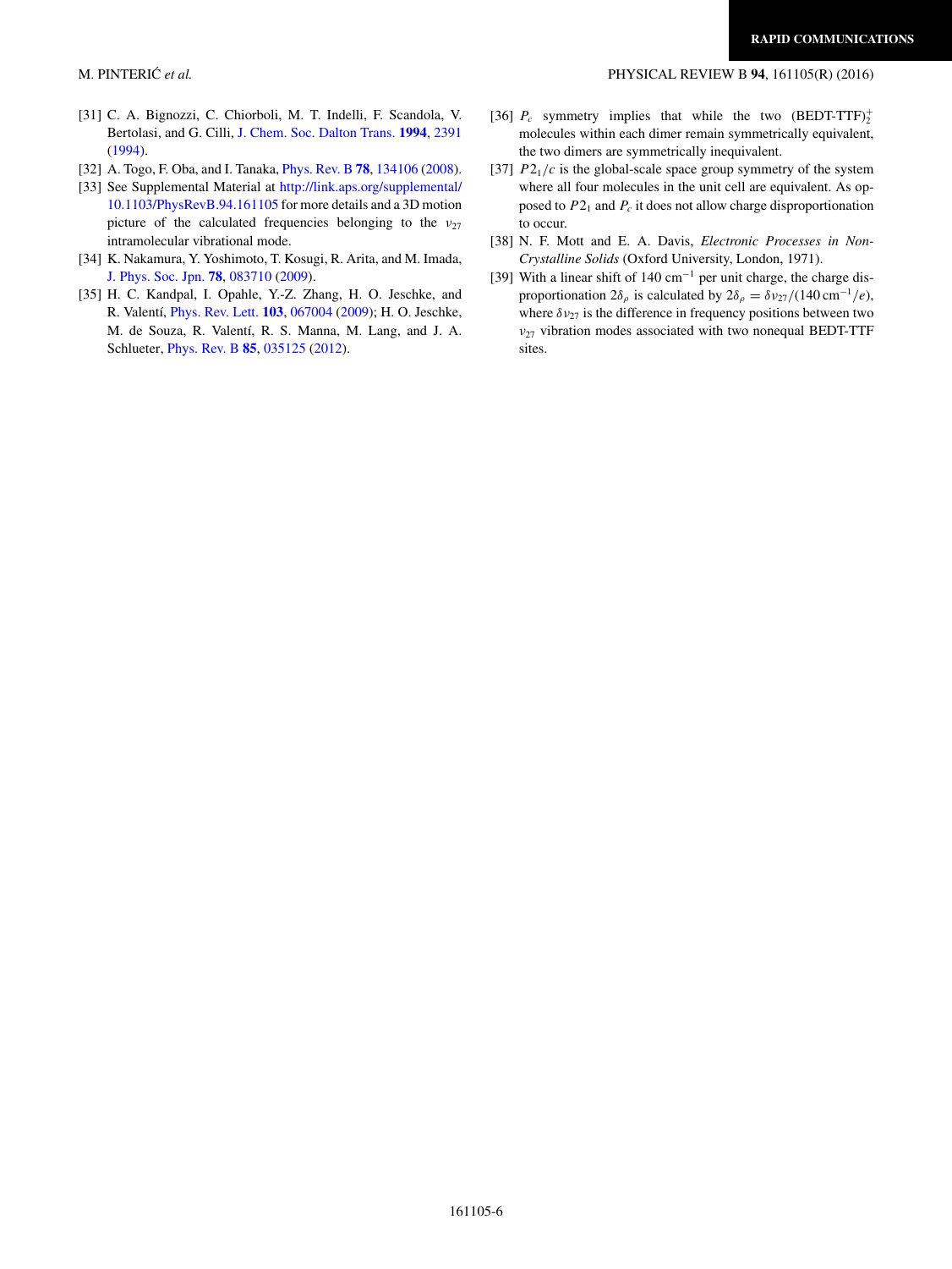[31] C. A. Bignozzi, C. Chiorboli, M. T. Indelli, F. Scandola, V. Bertolasi, and G. Cilli, J. Chem. Soc. Dalton Trans. **1994**, 2391 (1994).

[32] A. Togo, F. Oba, and I. Tanaka, Phys. Rev. B **78**, 134106 (2008).

[33] See Supplemental Material at http://link.aps.org/supplemental/10.1103/PhysRevB.94.161105 for more details and a 3D motion picture of the calculated frequencies belonging to the $\nu_{27}$ intramolecular vibrational mode.

[34] K. Nakamura, Y. Yoshimoto, T. Kosugi, R. Arita, and M. Imada, J. Phys. Soc. Jpn. **78**, 083710 (2009).

[35] H. C. Kandpal, I. Opahle, Y.-Z. Zhang, H. O. Jeschke, and R. Valentí, Phys. Rev. Lett. **103**, 067004 (2009); H. O. Jeschke, M. de Souza, R. Valentí, R. S. Manna, M. Lang, and J. A. Schlueter, Phys. Rev. B **85**, 035125 (2012).

[36] $P_c$ symmetry implies that while the two $(\text{BEDT-TTF})_2^+$ molecules within each dimer remain symmetrically equivalent, the two dimers are symmetrically inequivalent.

[37] $P2_1/c$ is the global-scale space group symmetry of the system where all four molecules in the unit cell are equivalent. As opposed to $P2_1$ and $P_c$ it does not allow charge disproportionation to occur.

[38] N. F. Mott and E. A. Davis, *Electronic Processes in Non-Crystalline Solids* (Oxford University, London, 1971).

[39] With a linear shift of 140 $\text{cm}^{-1}$ per unit charge, the charge disproportionation $2\delta_\rho$ is calculated by $2\delta_\rho = \delta\nu_{27}/(140\,\text{cm}^{-1}/e)$, where $\delta\nu_{27}$ is the difference in frequency positions between two $\nu_{27}$ vibration modes associated with two nonequal BEDT-TTF sites.